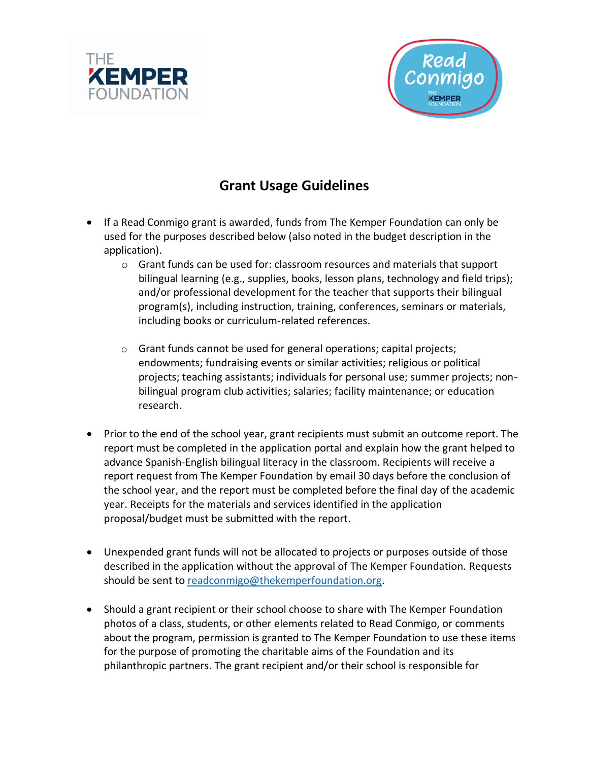# Grant Usage Guidelines

- If a Read Conmigo grant is awarded, funds from The Kemper Foundation can only be used for the purposes described below (also noted in the budget description in the application).
  - Grant funds can be used for: classroom resources and materials that support bilingual learning (e.g., supplies, books, lesson plans, technology and field trips); and/or professional development for the teacher that supports their bilingual program(s), including instruction, training, conferences, seminars or materials, including books or curriculum-related references.
  - Grant funds cannot be used for general operations; capital projects; endowments; fundraising events or similar activities; religious or political projects; teaching assistants; individuals for personal use; summer projects; non-bilingual program club activities; salaries; facility maintenance; or education research.
- Prior to the end of the school year, grant recipients must submit an outcome report. The report must be completed in the application portal and explain how the grant helped to advance Spanish-English bilingual literacy in the classroom. Recipients will receive a report request from The Kemper Foundation by email 30 days before the conclusion of the school year, and the report must be completed before the final day of the academic year. Receipts for the materials and services identified in the application proposal/budget must be submitted with the report.
- Unexpended grant funds will not be allocated to projects or purposes outside of those described in the application without the approval of The Kemper Foundation. Requests should be sent to [readconmigo@thekemperfoundation.org](mailto:readconmigo@thekemperfoundation.org).
- Should a grant recipient or their school choose to share with The Kemper Foundation photos of a class, students, or other elements related to Read Conmigo, or comments about the program, permission is granted to The Kemper Foundation to use these items for the purpose of promoting the charitable aims of the Foundation and its philanthropic partners. The grant recipient and/or their school is responsible for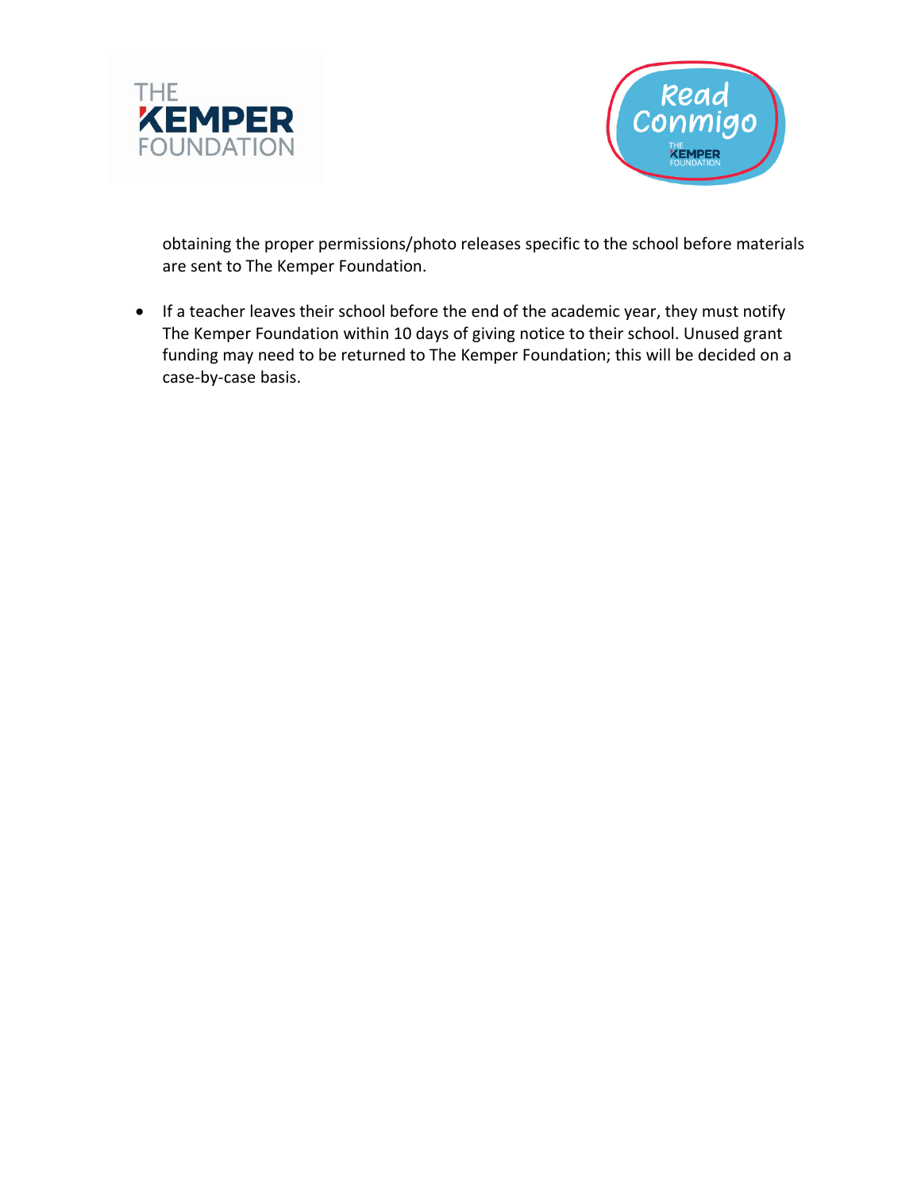obtaining the proper permissions/photo releases specific to the school before materials are sent to The Kemper Foundation.

- If a teacher leaves their school before the end of the academic year, they must notify The Kemper Foundation within 10 days of giving notice to their school. Unused grant funding may need to be returned to The Kemper Foundation; this will be decided on a case-by-case basis.